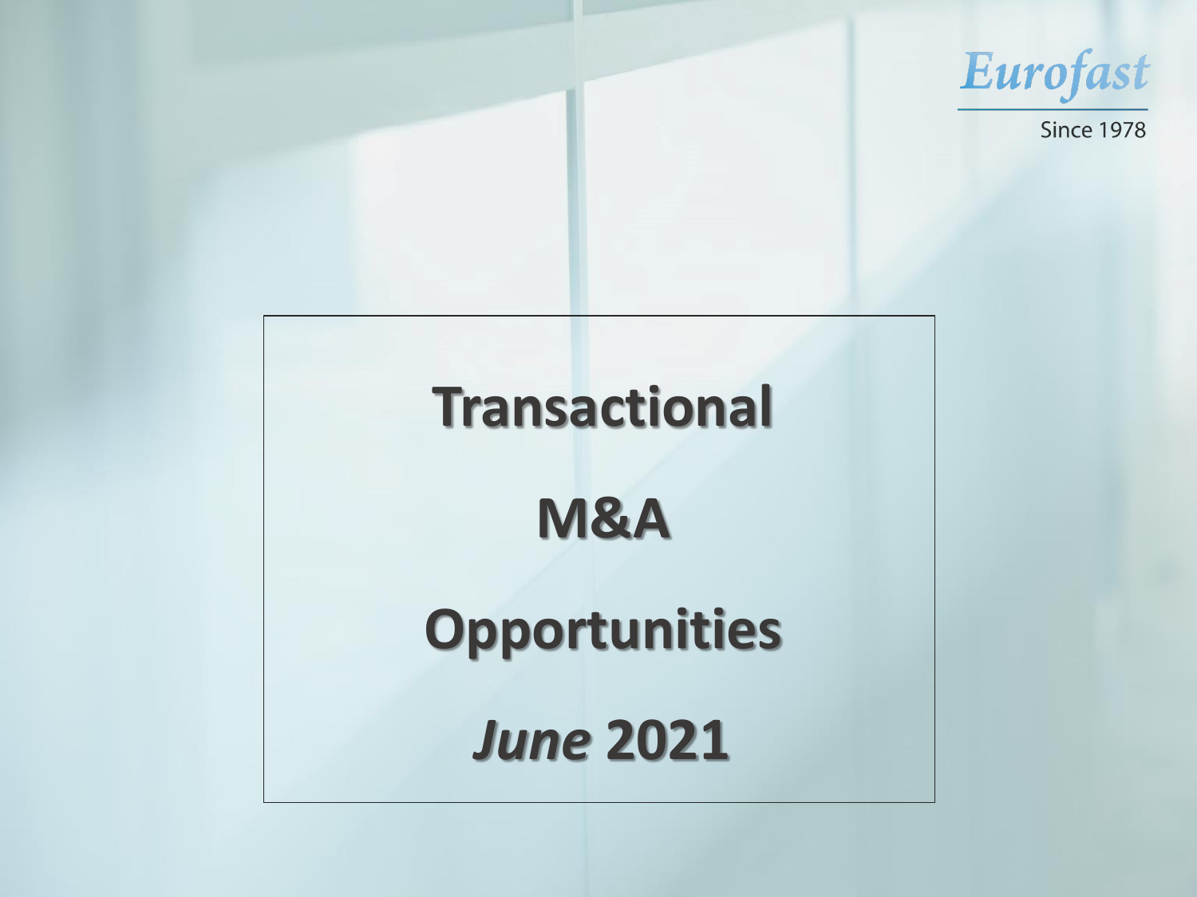Eurofast

Since 1978

# Transactional

# M&A

# Opportunities

# *June* 2021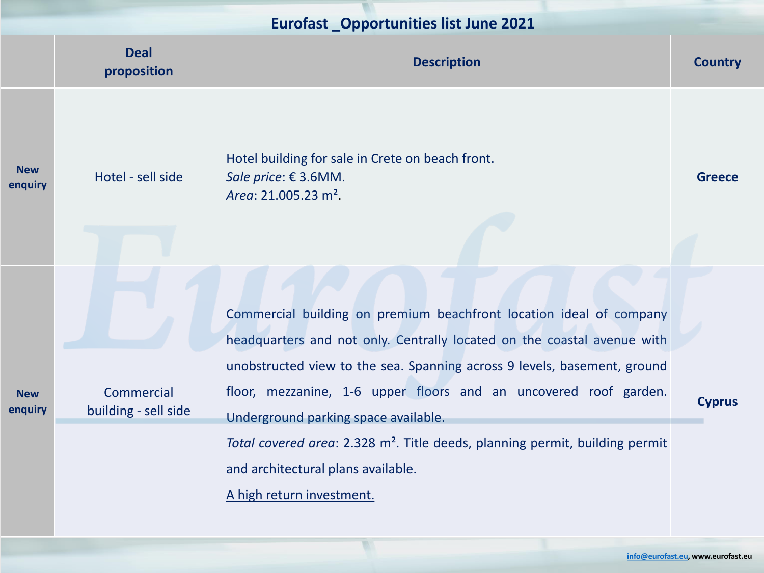# Eurofast _Opportunities list June 2021

| | Deal proposition | Description | Country |
|---|---|---|---|
| **New enquiry** | Hotel - sell side | Hotel building for sale in Crete on beach front.<br>*Sale price*: € 3.6MM.<br>*Area*: 21.005.23 m². | **Greece** |
| **New enquiry** | Commercial building - sell side | Commercial building on premium beachfront location ideal of company headquarters and not only. Centrally located on the coastal avenue with unobstructed view to the sea. Spanning across 9 levels, basement, ground floor, mezzanine, 1-6 upper floors and an uncovered roof garden. Underground parking space available.<br>*Total covered area*: 2.328 m². Title deeds, planning permit, building permit and architectural plans available.<br>A high return investment. | **Cyprus** |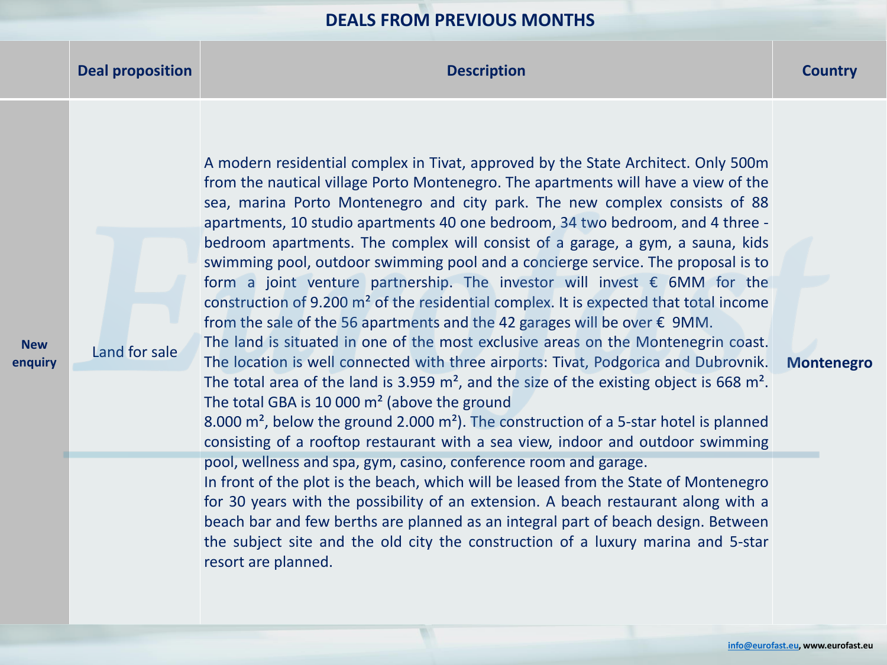## DEALS FROM PREVIOUS MONTHS

| | Deal proposition | Description | Country |
|---|---|---|---|
| **New enquiry** | Land for sale | A modern residential complex in Tivat, approved by the State Architect. Only 500m from the nautical village Porto Montenegro. The apartments will have a view of the sea, marina Porto Montenegro and city park. The new complex consists of 88 apartments, 10 studio apartments 40 one bedroom, 34 two bedroom, and 4 three - bedroom apartments. The complex will consist of a garage, a gym, a sauna, kids swimming pool, outdoor swimming pool and a concierge service. The proposal is to form a joint venture partnership. The investor will invest € 6MM for the construction of 9.200 m² of the residential complex. It is expected that total income from the sale of the 56 apartments and the 42 garages will be over € 9MM.<br>The land is situated in one of the most exclusive areas on the Montenegrin coast. The location is well connected with three airports: Tivat, Podgorica and Dubrovnik. The total area of the land is 3.959 m², and the size of the existing object is 668 m². The total GBA is 10 000 m² (above the ground 8.000 m², below the ground 2.000 m²). The construction of a 5-star hotel is planned consisting of a rooftop restaurant with a sea view, indoor and outdoor swimming pool, wellness and spa, gym, casino, conference room and garage.<br>In front of the plot is the beach, which will be leased from the State of Montenegro for 30 years with the possibility of an extension. A beach restaurant along with a beach bar and few berths are planned as an integral part of beach design. Between the subject site and the old city the construction of a luxury marina and 5-star resort are planned. | **Montenegro** |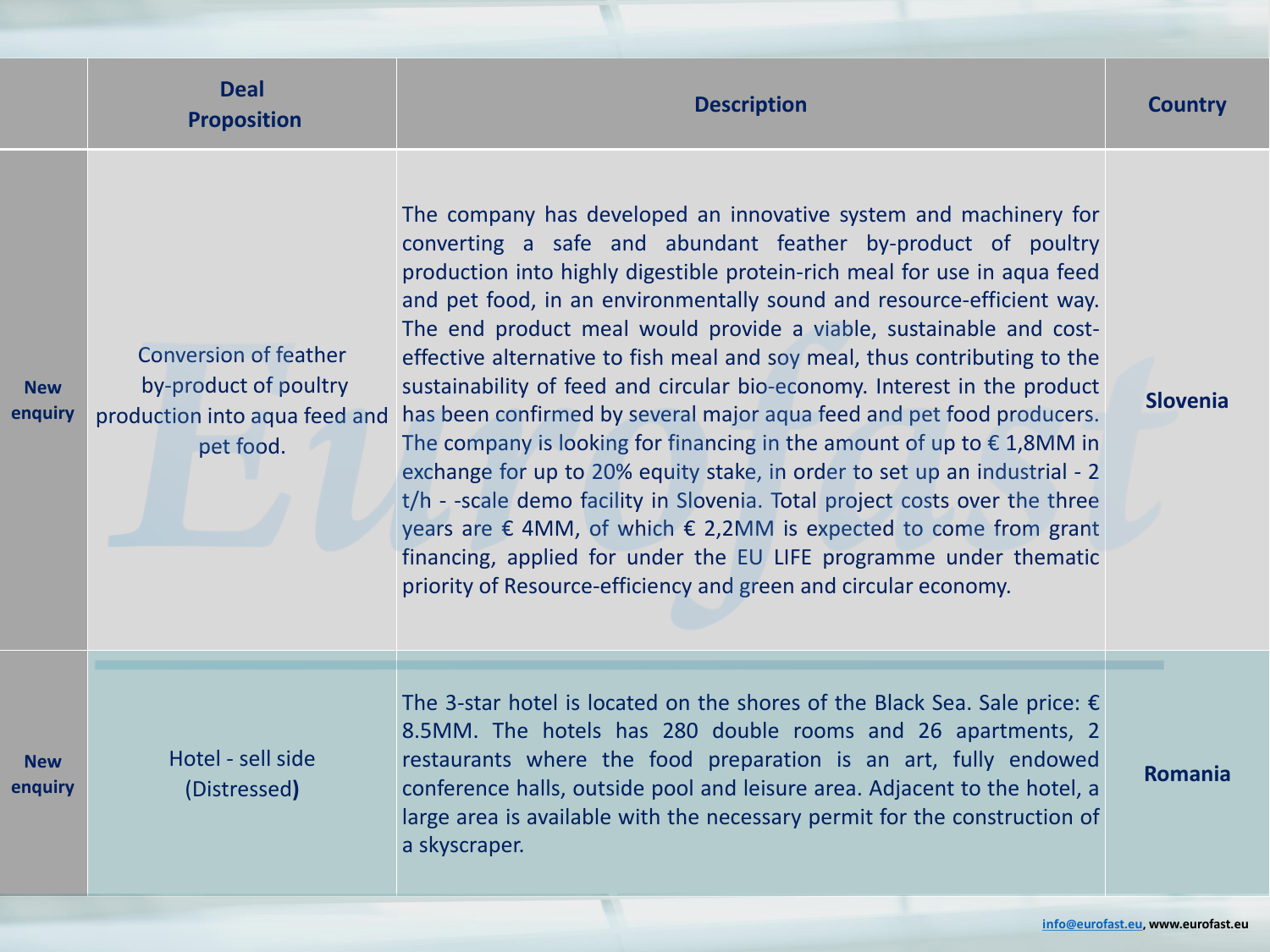| | Deal Proposition | Description | Country |
|---|---|---|---|
| **New enquiry** | Conversion of feather by-product of poultry production into aqua feed and pet food. | The company has developed an innovative system and machinery for converting a safe and abundant feather by-product of poultry production into highly digestible protein-rich meal for use in aqua feed and pet food, in an environmentally sound and resource-efficient way. The end product meal would provide a viable, sustainable and cost-effective alternative to fish meal and soy meal, thus contributing to the sustainability of feed and circular bio-economy. Interest in the product has been confirmed by several major aqua feed and pet food producers. The company is looking for financing in the amount of up to € 1,8MM in exchange for up to 20% equity stake, in order to set up an industrial - 2 t/h - -scale demo facility in Slovenia. Total project costs over the three years are € 4MM, of which € 2,2MM is expected to come from grant financing, applied for under the EU LIFE programme under thematic priority of Resource-efficiency and green and circular economy. | **Slovenia** |
| **New enquiry** | Hotel - sell side (Distressed) | The 3-star hotel is located on the shores of the Black Sea. Sale price: € 8.5MM. The hotels has 280 double rooms and 26 apartments, 2 restaurants where the food preparation is an art, fully endowed conference halls, outside pool and leisure area. Adjacent to the hotel, a large area is available with the necessary permit for the construction of a skyscraper. | **Romania** |

info@eurofast.eu, www.eurofast.eu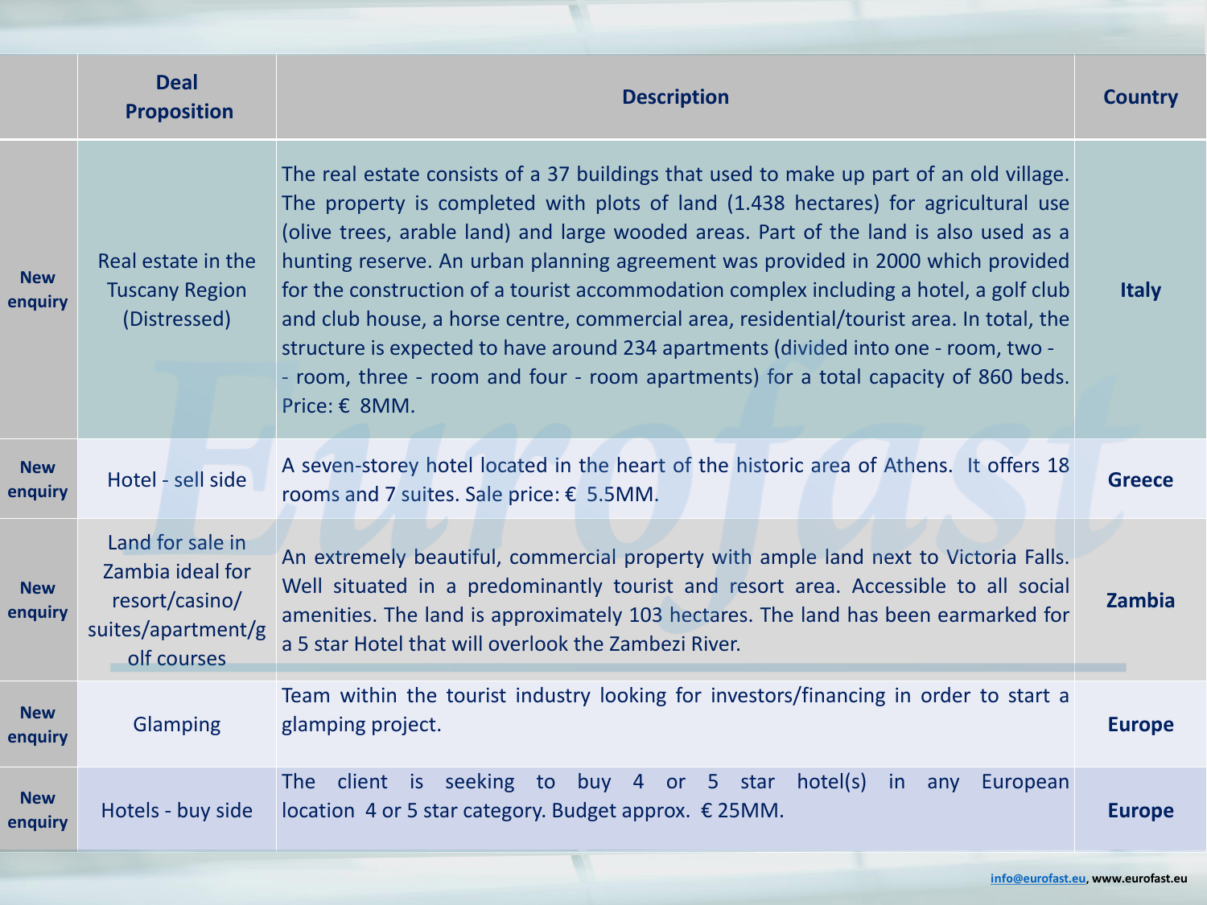| | Deal Proposition | Description | Country |
|---|---|---|---|
| New enquiry | Real estate in the Tuscany Region (Distressed) | The real estate consists of a 37 buildings that used to make up part of an old village. The property is completed with plots of land (1.438 hectares) for agricultural use (olive trees, arable land) and large wooded areas. Part of the land is also used as a hunting reserve. An urban planning agreement was provided in 2000 which provided for the construction of a tourist accommodation complex including a hotel, a golf club and club house, a horse centre, commercial area, residential/tourist area. In total, the structure is expected to have around 234 apartments (divided into one - room, two - - room, three - room and four - room apartments) for a total capacity of 860 beds. Price: € 8MM. | Italy |
| New enquiry | Hotel - sell side | A seven-storey hotel located in the heart of the historic area of Athens. It offers 18 rooms and 7 suites. Sale price: € 5.5MM. | Greece |
| New enquiry | Land for sale in Zambia ideal for resort/casino/ suites/apartment/golf courses | An extremely beautiful, commercial property with ample land next to Victoria Falls. Well situated in a predominantly tourist and resort area. Accessible to all social amenities. The land is approximately 103 hectares. The land has been earmarked for a 5 star Hotel that will overlook the Zambezi River. | Zambia |
| New enquiry | Glamping | Team within the tourist industry looking for investors/financing in order to start a glamping project. | Europe |
| New enquiry | Hotels - buy side | The client is seeking to buy 4 or 5 star hotel(s) in any European location 4 or 5 star category. Budget approx. € 25MM. | Europe |

info@eurofast.eu, www.eurofast.eu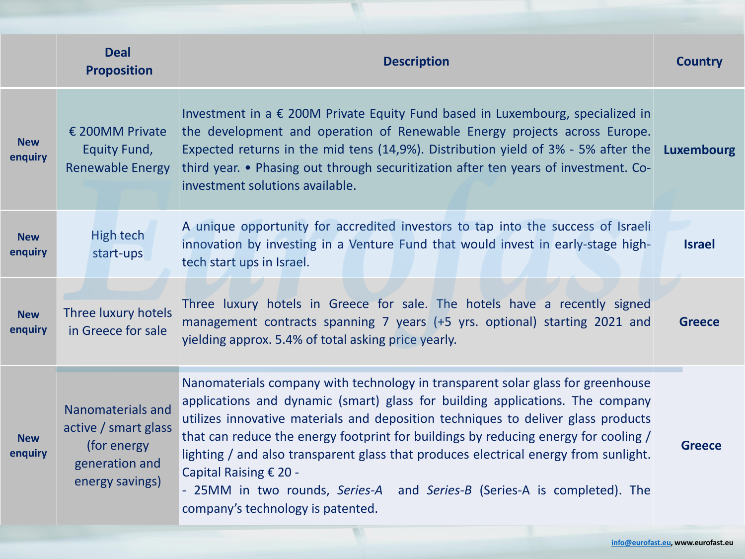| | Deal Proposition | Description | Country |
|---|---|---|---|
| **New enquiry** | € 200MM Private Equity Fund, Renewable Energy | Investment in a € 200M Private Equity Fund based in Luxembourg, specialized in the development and operation of Renewable Energy projects across Europe. Expected returns in the mid tens (14,9%). Distribution yield of 3% - 5% after the third year. • Phasing out through securitization after ten years of investment. Co-investment solutions available. | **Luxembourg** |
| **New enquiry** | High tech start-ups | A unique opportunity for accredited investors to tap into the success of Israeli innovation by investing in a Venture Fund that would invest in early-stage high-tech start ups in Israel. | **Israel** |
| **New enquiry** | Three luxury hotels in Greece for sale | Three luxury hotels in Greece for sale. The hotels have a recently signed management contracts spanning 7 years (+5 yrs. optional) starting 2021 and yielding approx. 5.4% of total asking price yearly. | **Greece** |
| **New enquiry** | Nanomaterials and active / smart glass (for energy generation and energy savings) | Nanomaterials company with technology in transparent solar glass for greenhouse applications and dynamic (smart) glass for building applications. The company utilizes innovative materials and deposition techniques to deliver glass products that can reduce the energy footprint for buildings by reducing energy for cooling / lighting / and also transparent glass that produces electrical energy from sunlight. Capital Raising € 20 - - 25MM in two rounds, *Series-A* and *Series-B* (Series-A is completed). The company's technology is patented. | **Greece** |

info@eurofast.eu, www.eurofast.eu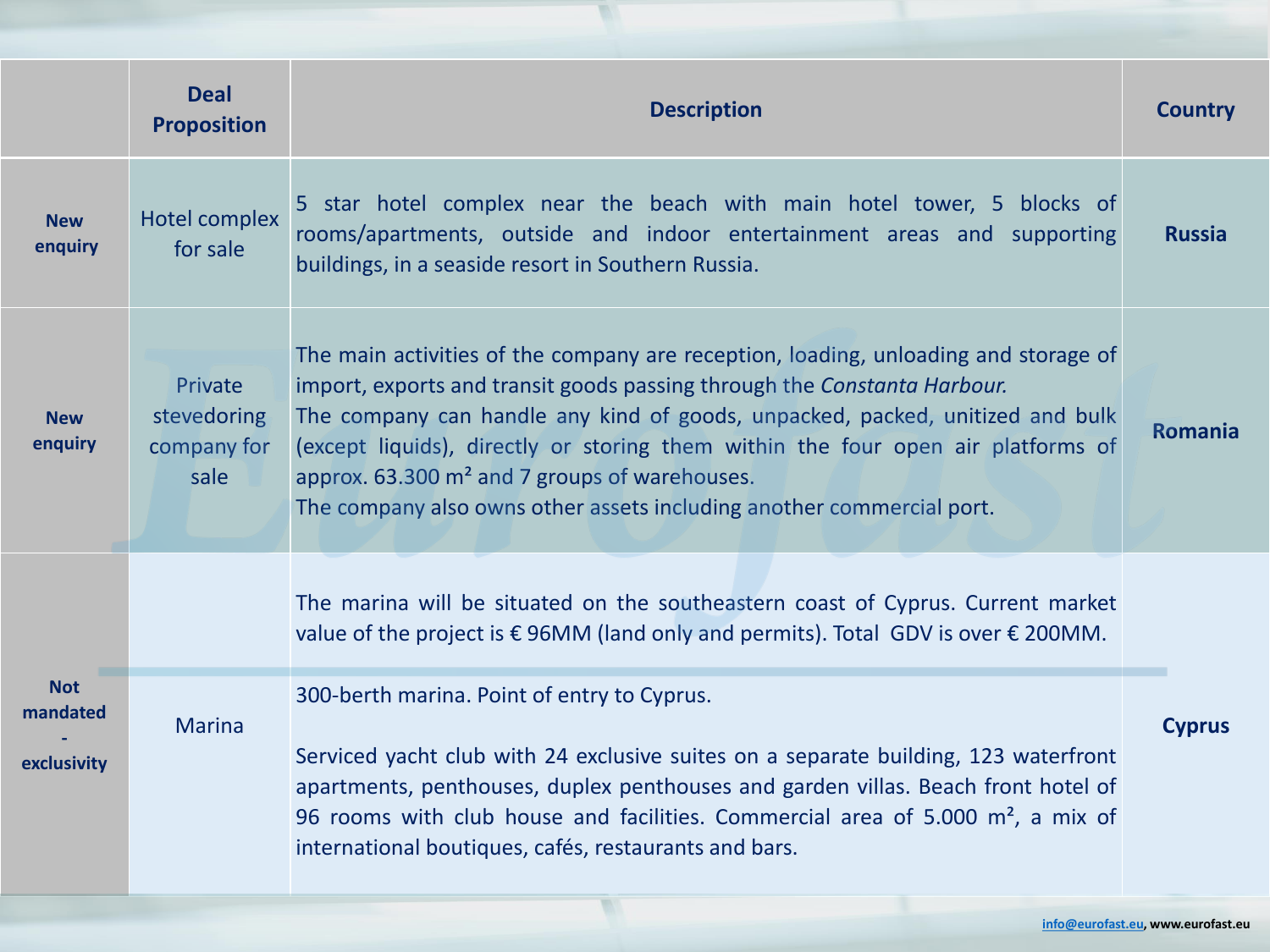| | Deal Proposition | Description | Country |
|---|---|---|---|
| New enquiry | Hotel complex for sale | 5 star hotel complex near the beach with main hotel tower, 5 blocks of rooms/apartments, outside and indoor entertainment areas and supporting buildings, in a seaside resort in Southern Russia. | Russia |
| New enquiry | Private stevedoring company for sale | The main activities of the company are reception, loading, unloading and storage of import, exports and transit goods passing through the *Constanta Harbour.* The company can handle any kind of goods, unpacked, packed, unitized and bulk (except liquids), directly or storing them within the four open air platforms of approx. 63.300 m² and 7 groups of warehouses. The company also owns other assets including another commercial port. | Romania |
| Not mandated - exclusivity | Marina | The marina will be situated on the southeastern coast of Cyprus. Current market value of the project is € 96MM (land only and permits). Total GDV is over € 200MM. 300-berth marina. Point of entry to Cyprus. Serviced yacht club with 24 exclusive suites on a separate building, 123 waterfront apartments, penthouses, duplex penthouses and garden villas. Beach front hotel of 96 rooms with club house and facilities. Commercial area of 5.000 m², a mix of international boutiques, cafés, restaurants and bars. | Cyprus |

info@eurofast.eu, www.eurofast.eu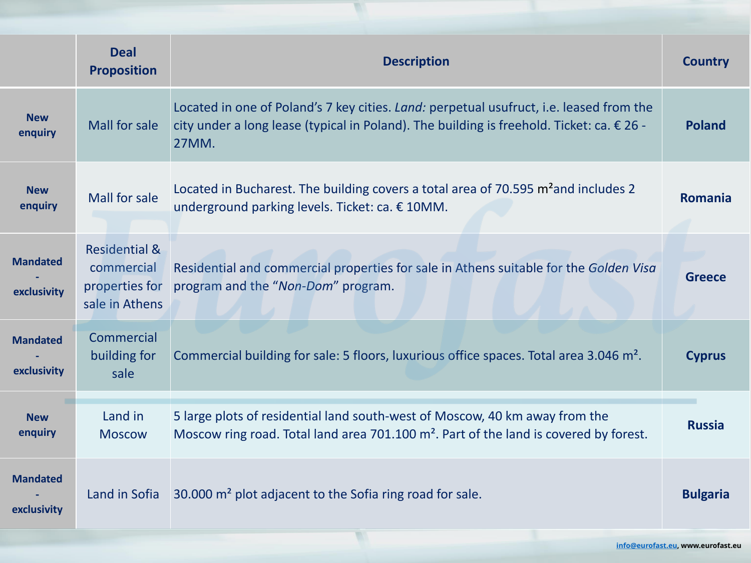| | Deal Proposition | Description | Country |
|---|---|---|---|
| **New enquiry** | Mall for sale | Located in one of Poland's 7 key cities. *Land:* perpetual usufruct, i.e. leased from the city under a long lease (typical in Poland). The building is freehold. Ticket: ca. € 26 - 27MM. | **Poland** |
| **New enquiry** | Mall for sale | Located in Bucharest. The building covers a total area of 70.595 m²and includes 2 underground parking levels. Ticket: ca. € 10MM. | **Romania** |
| **Mandated - exclusivity** | Residential & commercial properties for sale in Athens | Residential and commercial properties for sale in Athens suitable for the *Golden Visa* program and the "*Non-Dom*" program. | **Greece** |
| **Mandated - exclusivity** | Commercial building for sale | Commercial building for sale: 5 floors, luxurious office spaces. Total area 3.046 m². | **Cyprus** |
| **New enquiry** | Land in Moscow | 5 large plots of residential land south-west of Moscow, 40 km away from the Moscow ring road. Total land area 701.100 m². Part of the land is covered by forest. | **Russia** |
| **Mandated - exclusivity** | Land in Sofia | 30.000 m² plot adjacent to the Sofia ring road for sale. | **Bulgaria** |

info@eurofast.eu, www.eurofast.eu